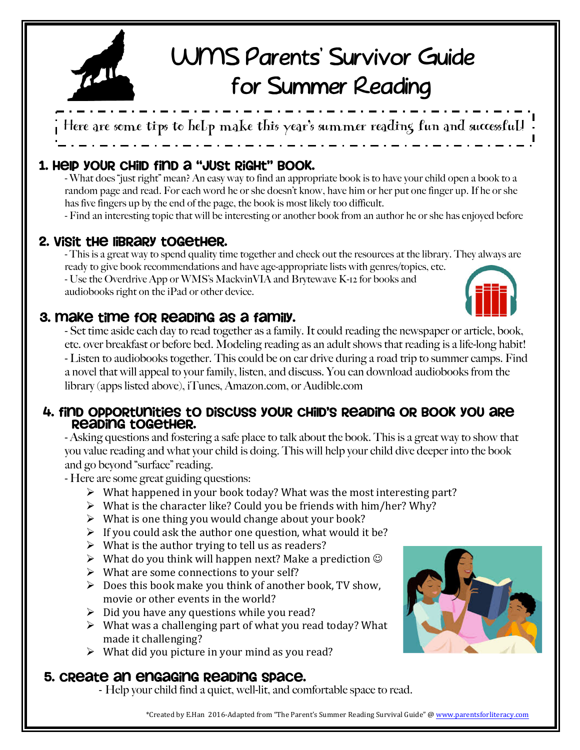# WMS Parents' Survivor Guide for Summer Reading

Here are some tips to help make this year's summer reading fun and successful!

## 1. Help your child find a "just right" book.

- What does "just right" mean? An easy way to find an appropriate book is to have your child open a book to a random page and read. For each word he or she doesn't know, have him or her put one finger up. If he or she has five fingers up by the end of the page, the book is most likely too difficult.
- Find an interesting topic that will be interesting or another book from an author he or she has enjoyed before

## 2. Visit the library together.

- This is a great way to spend quality time together and check out the resources at the library. They always are ready to give book recommendations and have age-appropriate lists with genres/topics, etc.
- Use the Overdrive App or WMS's MackvinVIA and Brytewave K-12 for books and audiobooks right on the iPad or other device.

## 3. Make time for reading as a family.

- Set time aside each day to read together as a family. It could reading the newspaper or article, book, etc. over breakfast or before bed. Modeling reading as an adult shows that reading is a life-long habit!
- Listen to audiobooks together. This could be on car drive during a road trip to summer camps. Find a novel that will appeal to your family, listen, and discuss. You can download audiobooks from the library (apps listed above), iTunes, Amazon.com, or Audible.com

## 4. Find opportunities to discuss your child's reading or book you are reading together.

- Asking questions and fostering a safe place to talk about the book. This is a great way to show that you value reading and what your child is doing. This will help your child dive deeper into the book and go beyond "surface" reading.
- Here are some great guiding questions:
  - What happened in your book today? What was the most interesting part?
  - What is the character like? Could you be friends with him/her? Why?
  - What is one thing you would change about your book?
  - If you could ask the author one question, what would it be?
  - What is the author trying to tell us as readers?
  - What do you think will happen next? Make a prediction ☺
  - What are some connections to your self?
  - Does this book make you think of another book, TV show, movie or other events in the world?
  - Did you have any questions while you read?
  - What was a challenging part of what you read today? What made it challenging?
  - What did you picture in your mind as you read?

## 5. Create an engaging reading space.

- Help your child find a quiet, well-lit, and comfortable space to read.

*Created by E.Han 2016-Adapted from "The Parent's Summer Reading Survival Guide" @ www.parentsforliteracy.com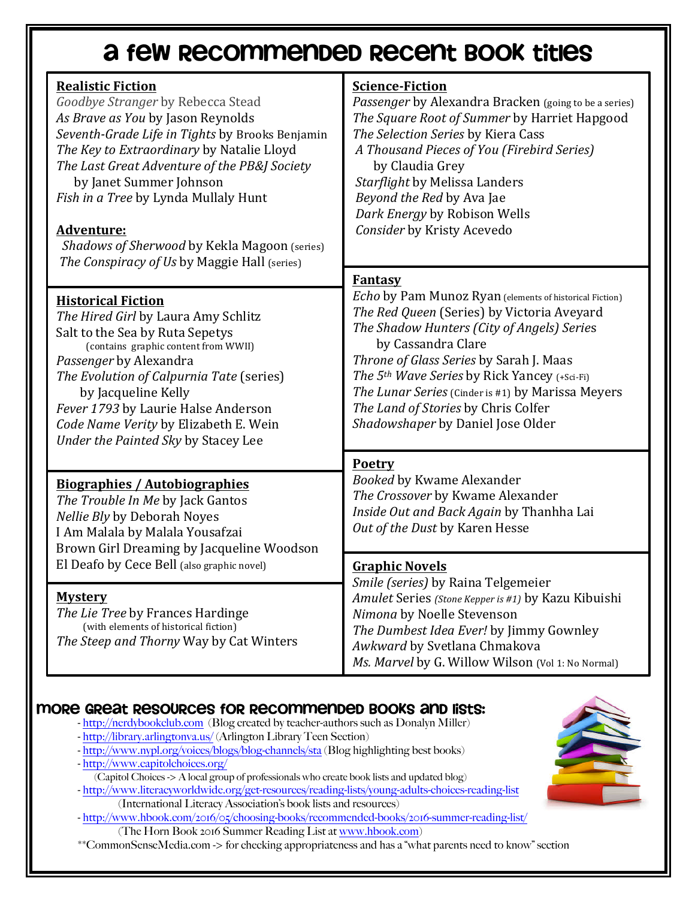# A Few Recommended Recent Book Titles

**Realistic Fiction**

*Goodbye Stranger* by Rebecca Stead
*As Brave as You* by Jason Reynolds
*Seventh-Grade Life in Tights* by Brooks Benjamin
*The Key to Extraordinary* by Natalie Lloyd
*The Last Great Adventure of the PB&J Society* by Janet Summer Johnson
*Fish in a Tree* by Lynda Mullaly Hunt

**Adventure:**

*Shadows of Sherwood* by Kekla Magoon (series)
*The Conspiracy of Us* by Maggie Hall (series)

**Historical Fiction**

*The Hired Girl* by Laura Amy Schlitz
Salt to the Sea by Ruta Sepetys (contains graphic content from WWII)
*Passenger* by Alexandra
*The Evolution of Calpurnia Tate* (series) by Jacqueline Kelly
*Fever 1793* by Laurie Halse Anderson
*Code Name Verity* by Elizabeth E. Wein
*Under the Painted Sky* by Stacey Lee

**Biographies / Autobiographies**

*The Trouble In Me* by Jack Gantos
*Nellie Bly* by Deborah Noyes
I Am Malala by Malala Yousafzai
Brown Girl Dreaming by Jacqueline Woodson
El Deafo by Cece Bell (also graphic novel)

**Mystery**

*The Lie Tree* by Frances Hardinge (with elements of historical fiction)
*The Steep and Thorny* Way by Cat Winters

**Science-Fiction**

*Passenger* by Alexandra Bracken (going to be a series)
*The Square Root of Summer* by Harriet Hapgood
*The Selection Series* by Kiera Cass
*A Thousand Pieces of You (Firebird Series)* by Claudia Grey
*Starflight* by Melissa Landers
*Beyond the Red* by Ava Jae
*Dark Energy* by Robison Wells
*Consider* by Kristy Acevedo

**Fantasy**

*Echo* by Pam Munoz Ryan (elements of historical Fiction)
*The Red Queen* (Series) by Victoria Aveyard
*The Shadow Hunters (City of Angels) Series* by Cassandra Clare
*Throne of Glass Series* by Sarah J. Maas
*The 5th Wave Series* by Rick Yancey (+Sci-Fi)
*The Lunar Series* (Cinder is #1) by Marissa Meyers
*The Land of Stories* by Chris Colfer
*Shadowshaper* by Daniel Jose Older

**Poetry**

*Booked* by Kwame Alexander
*The Crossover* by Kwame Alexander
*Inside Out and Back Again* by Thanhha Lai
*Out of the Dust* by Karen Hesse

**Graphic Novels**

*Smile (series)* by Raina Telgemeier
*Amulet* Series *(Stone Kepper is #1)* by Kazu Kibuishi
*Nimona* by Noelle Stevenson
*The Dumbest Idea Ever!* by Jimmy Gownley
*Awkward* by Svetlana Chmakova
*Ms. Marvel* by G. Willow Wilson (Vol 1: No Normal)

## More Great Resources for Recommended Books and Lists:

- http://nerdybookclub.com (Blog created by teacher-authors such as Donalyn Miller)
- http://library.arlingtonva.us/ (Arlington Library Teen Section)
- http://www.nypl.org/voices/blogs/blog-channels/sta (Blog highlighting best books)
- http://www.capitolchoices.org/ (Capitol Choices -> A local group of professionals who create book lists and updated blog)
- http://www.literacyworldwide.org/get-resources/reading-lists/young-adults-choices-reading-list (International Literacy Association's book lists and resources)
- http://www.hbook.com/2016/05/choosing-books/recommended-books/2016-summer-reading-list/ (The Horn Book 2016 Summer Reading List at www.hbook.com)

**CommonSenseMedia.com -> for checking appropriateness and has a "what parents need to know" section